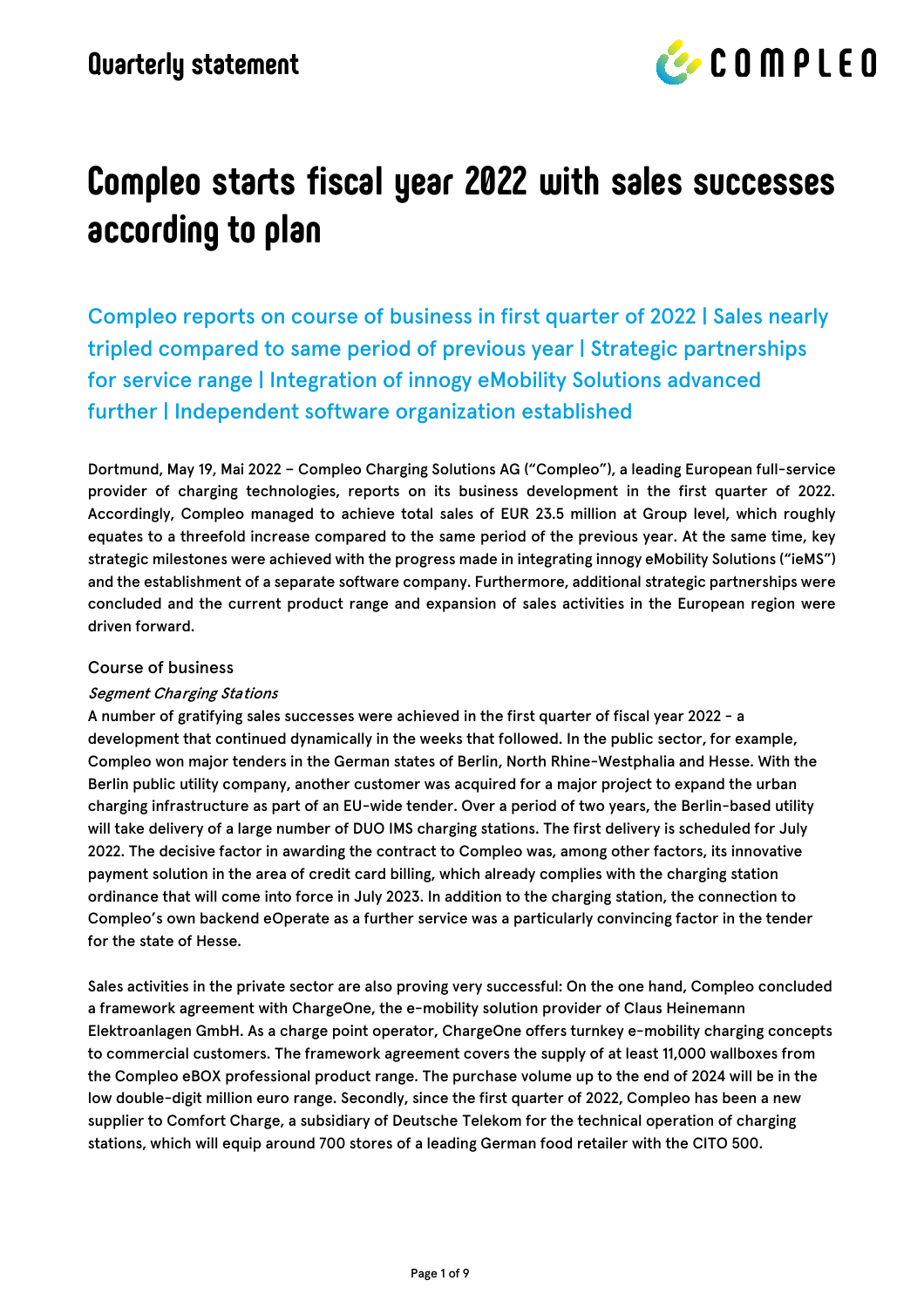Quarterly statement

# Compleo starts fiscal year 2022 with sales successes according to plan

## Compleo reports on course of business in first quarter of 2022 | Sales nearly tripled compared to same period of previous year | Strategic partnerships for service range | Integration of innogy eMobility Solutions advanced further | Independent software organization established

Dortmund, May 19, Mai 2022 – Compleo Charging Solutions AG ("Compleo"), a leading European full-service provider of charging technologies, reports on its business development in the first quarter of 2022. Accordingly, Compleo managed to achieve total sales of EUR 23.5 million at Group level, which roughly equates to a threefold increase compared to the same period of the previous year. At the same time, key strategic milestones were achieved with the progress made in integrating innogy eMobility Solutions ("ieMS") and the establishment of a separate software company. Furthermore, additional strategic partnerships were concluded and the current product range and expansion of sales activities in the European region were driven forward.

### Course of business

*Segment Charging Stations*

A number of gratifying sales successes were achieved in the first quarter of fiscal year 2022 - a development that continued dynamically in the weeks that followed. In the public sector, for example, Compleo won major tenders in the German states of Berlin, North Rhine-Westphalia and Hesse. With the Berlin public utility company, another customer was acquired for a major project to expand the urban charging infrastructure as part of an EU-wide tender. Over a period of two years, the Berlin-based utility will take delivery of a large number of DUO IMS charging stations. The first delivery is scheduled for July 2022. The decisive factor in awarding the contract to Compleo was, among other factors, its innovative payment solution in the area of credit card billing, which already complies with the charging station ordinance that will come into force in July 2023. In addition to the charging station, the connection to Compleo's own backend eOperate as a further service was a particularly convincing factor in the tender for the state of Hesse.

Sales activities in the private sector are also proving very successful: On the one hand, Compleo concluded a framework agreement with ChargeOne, the e-mobility solution provider of Claus Heinemann Elektroanlagen GmbH. As a charge point operator, ChargeOne offers turnkey e-mobility charging concepts to commercial customers. The framework agreement covers the supply of at least 11,000 wallboxes from the Compleo eBOX professional product range. The purchase volume up to the end of 2024 will be in the low double-digit million euro range. Secondly, since the first quarter of 2022, Compleo has been a new supplier to Comfort Charge, a subsidiary of Deutsche Telekom for the technical operation of charging stations, which will equip around 700 stores of a leading German food retailer with the CITO 500.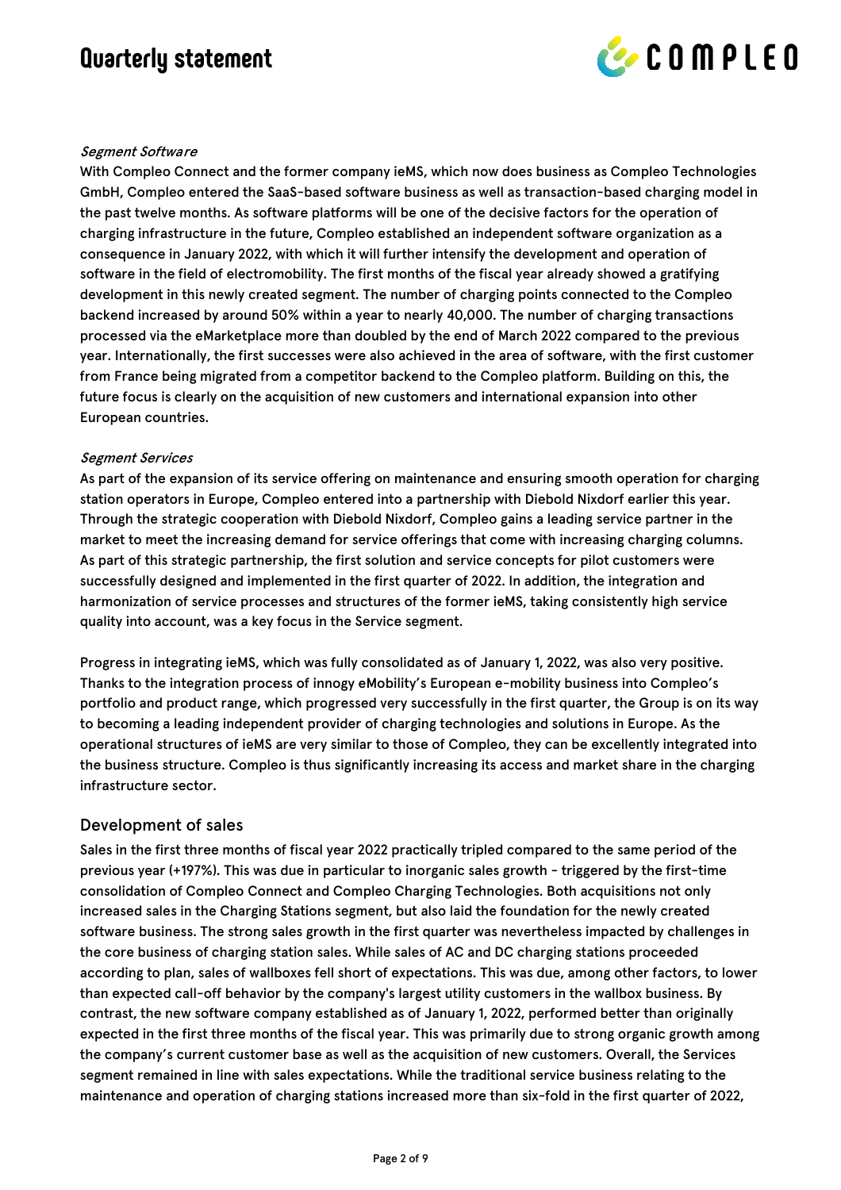*Segment Software*

With Compleo Connect and the former company ieMS, which now does business as Compleo Technologies GmbH, Compleo entered the SaaS-based software business as well as transaction-based charging model in the past twelve months. As software platforms will be one of the decisive factors for the operation of charging infrastructure in the future, Compleo established an independent software organization as a consequence in January 2022, with which it will further intensify the development and operation of software in the field of electromobility. The first months of the fiscal year already showed a gratifying development in this newly created segment. The number of charging points connected to the Compleo backend increased by around 50% within a year to nearly 40,000. The number of charging transactions processed via the eMarketplace more than doubled by the end of March 2022 compared to the previous year. Internationally, the first successes were also achieved in the area of software, with the first customer from France being migrated from a competitor backend to the Compleo platform. Building on this, the future focus is clearly on the acquisition of new customers and international expansion into other European countries.

*Segment Services*

As part of the expansion of its service offering on maintenance and ensuring smooth operation for charging station operators in Europe, Compleo entered into a partnership with Diebold Nixdorf earlier this year. Through the strategic cooperation with Diebold Nixdorf, Compleo gains a leading service partner in the market to meet the increasing demand for service offerings that come with increasing charging columns. As part of this strategic partnership, the first solution and service concepts for pilot customers were successfully designed and implemented in the first quarter of 2022. In addition, the integration and harmonization of service processes and structures of the former ieMS, taking consistently high service quality into account, was a key focus in the Service segment.

Progress in integrating ieMS, which was fully consolidated as of January 1, 2022, was also very positive. Thanks to the integration process of innogy eMobility's European e-mobility business into Compleo's portfolio and product range, which progressed very successfully in the first quarter, the Group is on its way to becoming a leading independent provider of charging technologies and solutions in Europe. As the operational structures of ieMS are very similar to those of Compleo, they can be excellently integrated into the business structure. Compleo is thus significantly increasing its access and market share in the charging infrastructure sector.

## Development of sales

Sales in the first three months of fiscal year 2022 practically tripled compared to the same period of the previous year (+197%). This was due in particular to inorganic sales growth - triggered by the first-time consolidation of Compleo Connect and Compleo Charging Technologies. Both acquisitions not only increased sales in the Charging Stations segment, but also laid the foundation for the newly created software business. The strong sales growth in the first quarter was nevertheless impacted by challenges in the core business of charging station sales. While sales of AC and DC charging stations proceeded according to plan, sales of wallboxes fell short of expectations. This was due, among other factors, to lower than expected call-off behavior by the company's largest utility customers in the wallbox business. By contrast, the new software company established as of January 1, 2022, performed better than originally expected in the first three months of the fiscal year. This was primarily due to strong organic growth among the company's current customer base as well as the acquisition of new customers. Overall, the Services segment remained in line with sales expectations. While the traditional service business relating to the maintenance and operation of charging stations increased more than six-fold in the first quarter of 2022,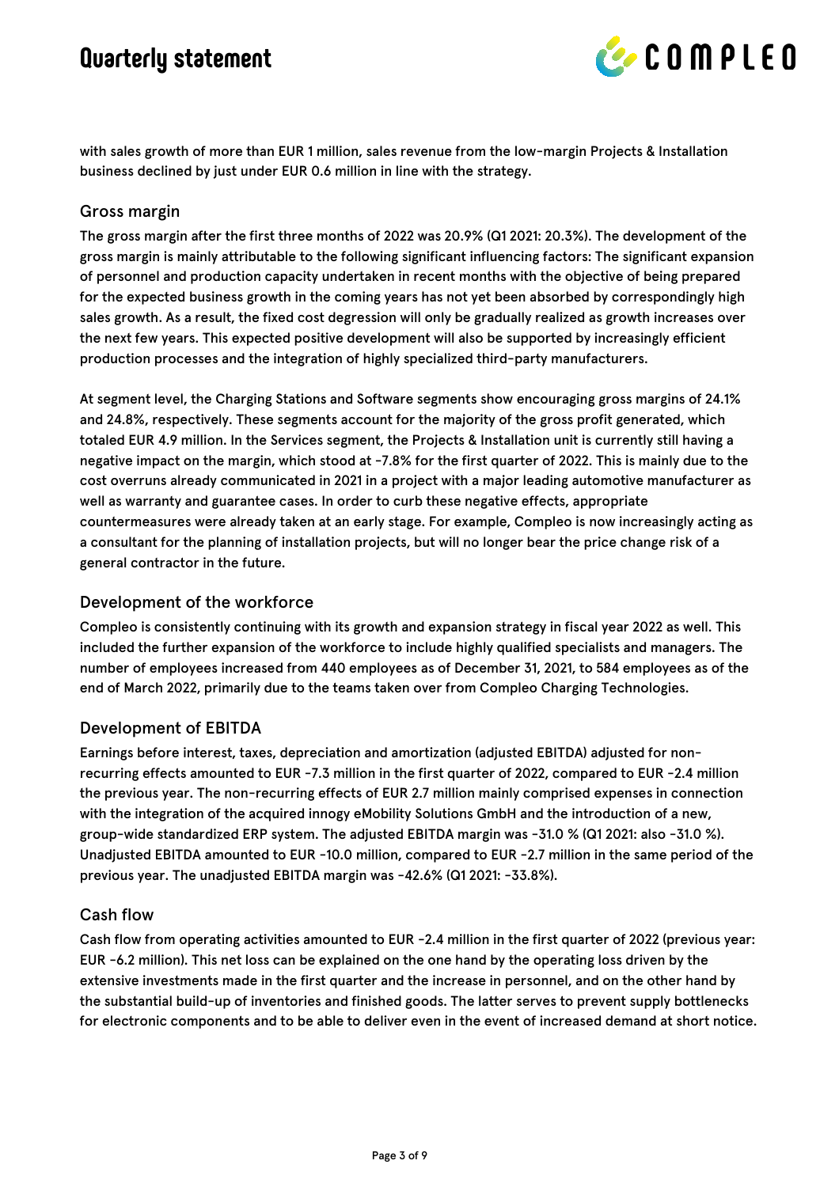with sales growth of more than EUR 1 million, sales revenue from the low-margin Projects & Installation business declined by just under EUR 0.6 million in line with the strategy.

## Gross margin

The gross margin after the first three months of 2022 was 20.9% (Q1 2021: 20.3%). The development of the gross margin is mainly attributable to the following significant influencing factors: The significant expansion of personnel and production capacity undertaken in recent months with the objective of being prepared for the expected business growth in the coming years has not yet been absorbed by correspondingly high sales growth. As a result, the fixed cost degression will only be gradually realized as growth increases over the next few years. This expected positive development will also be supported by increasingly efficient production processes and the integration of highly specialized third-party manufacturers.

At segment level, the Charging Stations and Software segments show encouraging gross margins of 24.1% and 24.8%, respectively. These segments account for the majority of the gross profit generated, which totaled EUR 4.9 million. In the Services segment, the Projects & Installation unit is currently still having a negative impact on the margin, which stood at -7.8% for the first quarter of 2022. This is mainly due to the cost overruns already communicated in 2021 in a project with a major leading automotive manufacturer as well as warranty and guarantee cases. In order to curb these negative effects, appropriate countermeasures were already taken at an early stage. For example, Compleo is now increasingly acting as a consultant for the planning of installation projects, but will no longer bear the price change risk of a general contractor in the future.

## Development of the workforce

Compleo is consistently continuing with its growth and expansion strategy in fiscal year 2022 as well. This included the further expansion of the workforce to include highly qualified specialists and managers. The number of employees increased from 440 employees as of December 31, 2021, to 584 employees as of the end of March 2022, primarily due to the teams taken over from Compleo Charging Technologies.

## Development of EBITDA

Earnings before interest, taxes, depreciation and amortization (adjusted EBITDA) adjusted for non-recurring effects amounted to EUR -7.3 million in the first quarter of 2022, compared to EUR -2.4 million the previous year. The non-recurring effects of EUR 2.7 million mainly comprised expenses in connection with the integration of the acquired innogy eMobility Solutions GmbH and the introduction of a new, group-wide standardized ERP system. The adjusted EBITDA margin was -31.0 % (Q1 2021: also -31.0 %). Unadjusted EBITDA amounted to EUR -10.0 million, compared to EUR -2.7 million in the same period of the previous year. The unadjusted EBITDA margin was -42.6% (Q1 2021: -33.8%).

## Cash flow

Cash flow from operating activities amounted to EUR -2.4 million in the first quarter of 2022 (previous year: EUR -6.2 million). This net loss can be explained on the one hand by the operating loss driven by the extensive investments made in the first quarter and the increase in personnel, and on the other hand by the substantial build-up of inventories and finished goods. The latter serves to prevent supply bottlenecks for electronic components and to be able to deliver even in the event of increased demand at short notice.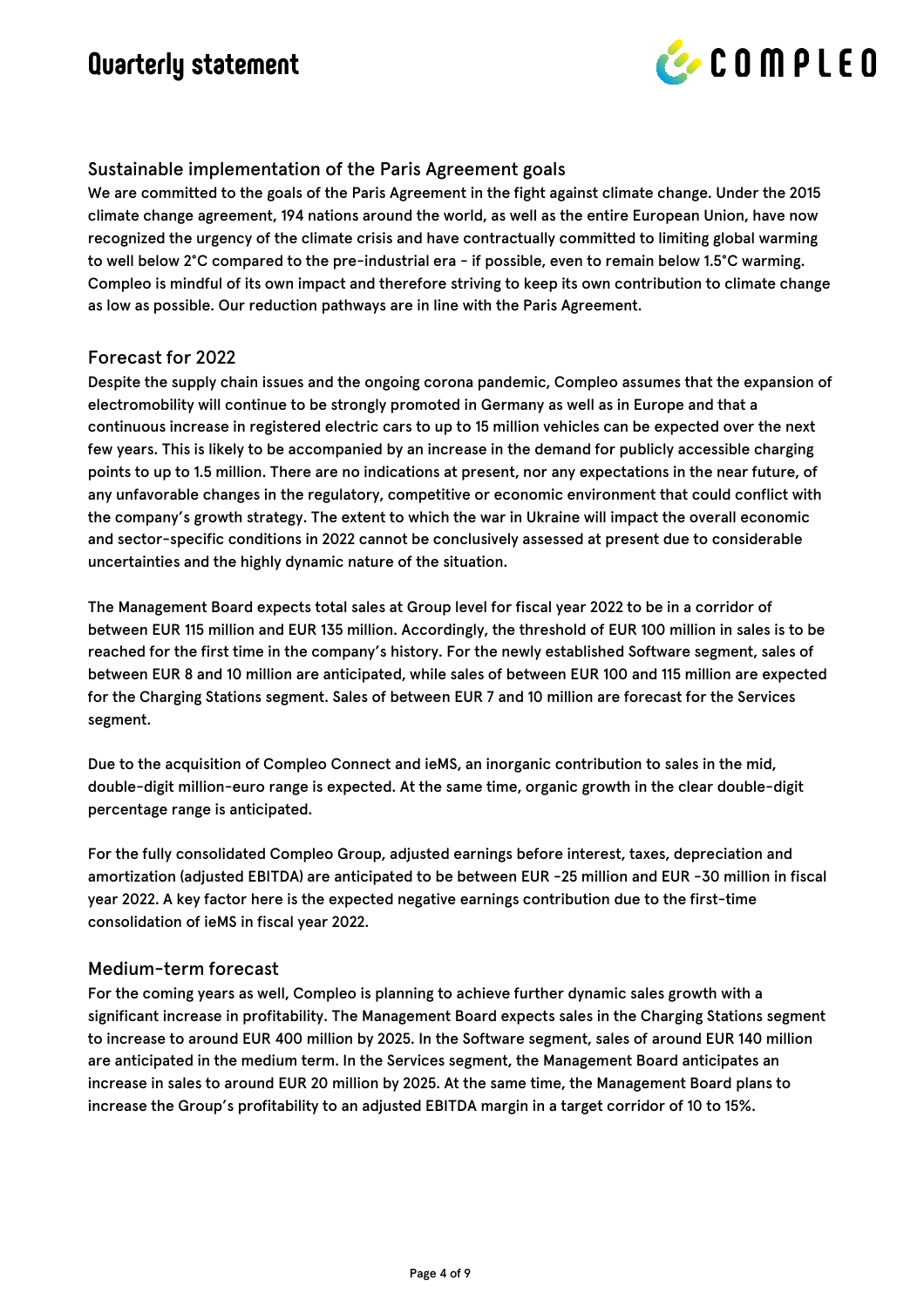## Sustainable implementation of the Paris Agreement goals

We are committed to the goals of the Paris Agreement in the fight against climate change. Under the 2015 climate change agreement, 194 nations around the world, as well as the entire European Union, have now recognized the urgency of the climate crisis and have contractually committed to limiting global warming to well below 2°C compared to the pre-industrial era - if possible, even to remain below 1.5°C warming. Compleo is mindful of its own impact and therefore striving to keep its own contribution to climate change as low as possible. Our reduction pathways are in line with the Paris Agreement.

## Forecast for 2022

Despite the supply chain issues and the ongoing corona pandemic, Compleo assumes that the expansion of electromobility will continue to be strongly promoted in Germany as well as in Europe and that a continuous increase in registered electric cars to up to 15 million vehicles can be expected over the next few years. This is likely to be accompanied by an increase in the demand for publicly accessible charging points to up to 1.5 million. There are no indications at present, nor any expectations in the near future, of any unfavorable changes in the regulatory, competitive or economic environment that could conflict with the company's growth strategy. The extent to which the war in Ukraine will impact the overall economic and sector-specific conditions in 2022 cannot be conclusively assessed at present due to considerable uncertainties and the highly dynamic nature of the situation.

The Management Board expects total sales at Group level for fiscal year 2022 to be in a corridor of between EUR 115 million and EUR 135 million. Accordingly, the threshold of EUR 100 million in sales is to be reached for the first time in the company's history. For the newly established Software segment, sales of between EUR 8 and 10 million are anticipated, while sales of between EUR 100 and 115 million are expected for the Charging Stations segment. Sales of between EUR 7 and 10 million are forecast for the Services segment.

Due to the acquisition of Compleo Connect and ieMS, an inorganic contribution to sales in the mid, double-digit million-euro range is expected. At the same time, organic growth in the clear double-digit percentage range is anticipated.

For the fully consolidated Compleo Group, adjusted earnings before interest, taxes, depreciation and amortization (adjusted EBITDA) are anticipated to be between EUR -25 million and EUR -30 million in fiscal year 2022. A key factor here is the expected negative earnings contribution due to the first-time consolidation of ieMS in fiscal year 2022.

## Medium-term forecast

For the coming years as well, Compleo is planning to achieve further dynamic sales growth with a significant increase in profitability. The Management Board expects sales in the Charging Stations segment to increase to around EUR 400 million by 2025. In the Software segment, sales of around EUR 140 million are anticipated in the medium term. In the Services segment, the Management Board anticipates an increase in sales to around EUR 20 million by 2025. At the same time, the Management Board plans to increase the Group's profitability to an adjusted EBITDA margin in a target corridor of 10 to 15%.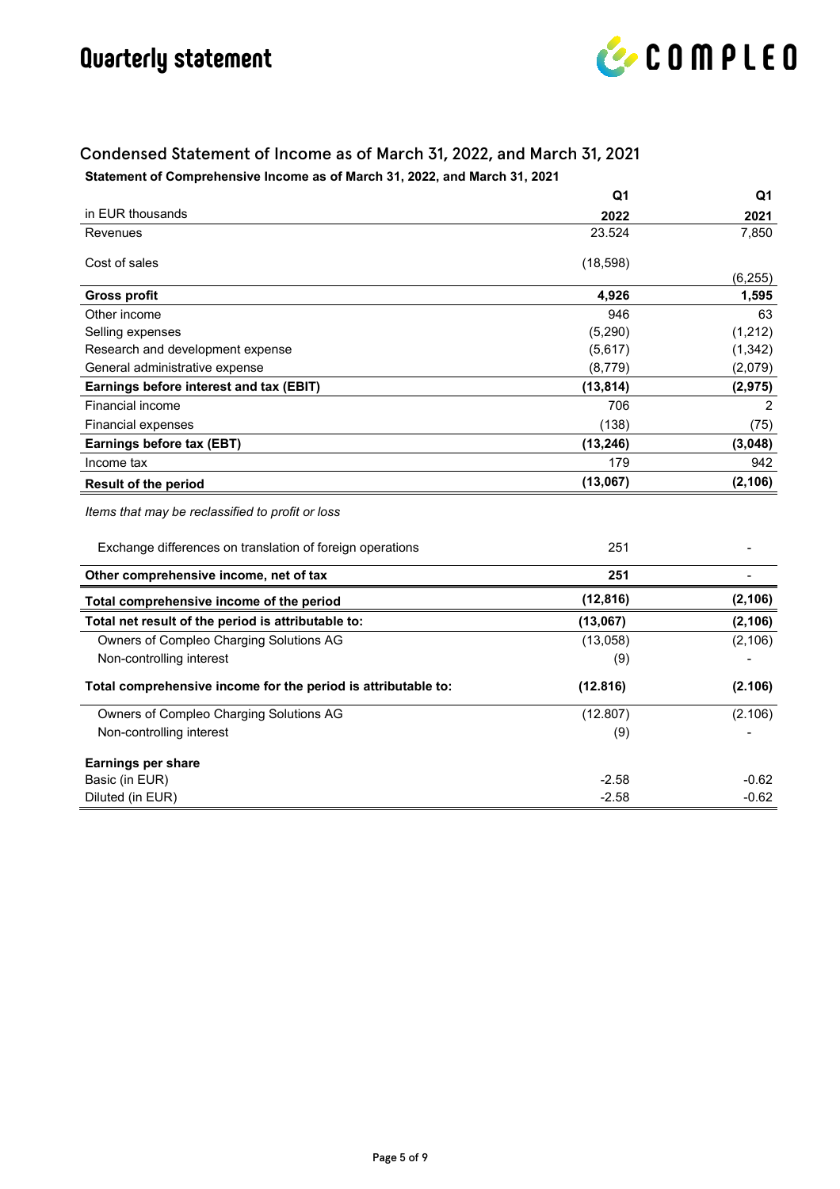## Condensed Statement of Income as of March 31, 2022, and March 31, 2021

**Statement of Comprehensive Income as of March 31, 2022, and March 31, 2021**

| in EUR thousands | Q1 2022 | Q1 2021 |
|---|---|---|
| Revenues | 23.524 | 7,850 |
| Cost of sales | (18,598) | (6,255) |
| **Gross profit** | **4,926** | **1,595** |
| Other income | 946 | 63 |
| Selling expenses | (5,290) | (1,212) |
| Research and development expense | (5,617) | (1,342) |
| General administrative expense | (8,779) | (2,079) |
| **Earnings before interest and tax (EBIT)** | **(13,814)** | **(2,975)** |
| Financial income | 706 | 2 |
| Financial expenses | (138) | (75) |
| **Earnings before tax (EBT)** | **(13,246)** | **(3,048)** |
| Income tax | 179 | 942 |
| **Result of the period** | **(13,067)** | **(2,106)** |
| *Items that may be reclassified to profit or loss* | | |
| Exchange differences on translation of foreign operations | 251 | - |
| **Other comprehensive income, net of tax** | **251** | - |
| **Total comprehensive income of the period** | **(12,816)** | **(2,106)** |
| **Total net result of the period is attributable to:** | **(13,067)** | **(2,106)** |
| Owners of Compleo Charging Solutions AG | (13,058) | (2,106) |
| Non-controlling interest | (9) | - |
| **Total comprehensive income for the period is attributable to:** | **(12.816)** | **(2.106)** |
| Owners of Compleo Charging Solutions AG | (12.807) | (2.106) |
| Non-controlling interest | (9) | - |
| **Earnings per share** | | |
| Basic (in EUR) | -2.58 | -0.62 |
| Diluted (in EUR) | -2.58 | -0.62 |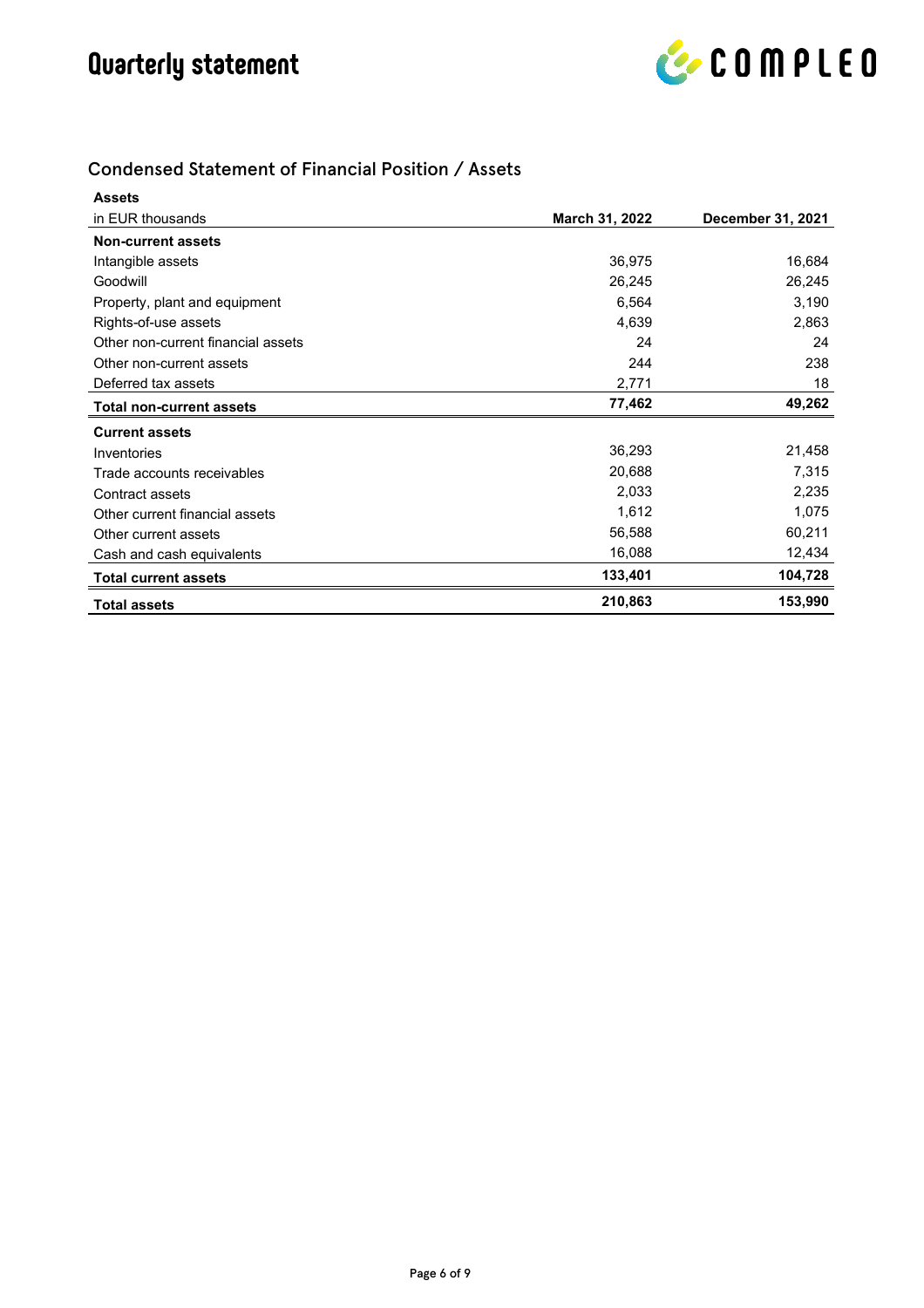## Condensed Statement of Financial Position / Assets

| **Assets**<br>in EUR thousands | **March 31, 2022** | **December 31, 2021** |
|---|---|---|
| **Non-current assets** | | |
| Intangible assets | 36,975 | 16,684 |
| Goodwill | 26,245 | 26,245 |
| Property, plant and equipment | 6,564 | 3,190 |
| Rights-of-use assets | 4,639 | 2,863 |
| Other non-current financial assets | 24 | 24 |
| Other non-current assets | 244 | 238 |
| Deferred tax assets | 2,771 | 18 |
| **Total non-current assets** | **77,462** | **49,262** |
| **Current assets** | | |
| Inventories | 36,293 | 21,458 |
| Trade accounts receivables | 20,688 | 7,315 |
| Contract assets | 2,033 | 2,235 |
| Other current financial assets | 1,612 | 1,075 |
| Other current assets | 56,588 | 60,211 |
| Cash and cash equivalents | 16,088 | 12,434 |
| **Total current assets** | **133,401** | **104,728** |
| **Total assets** | **210,863** | **153,990** |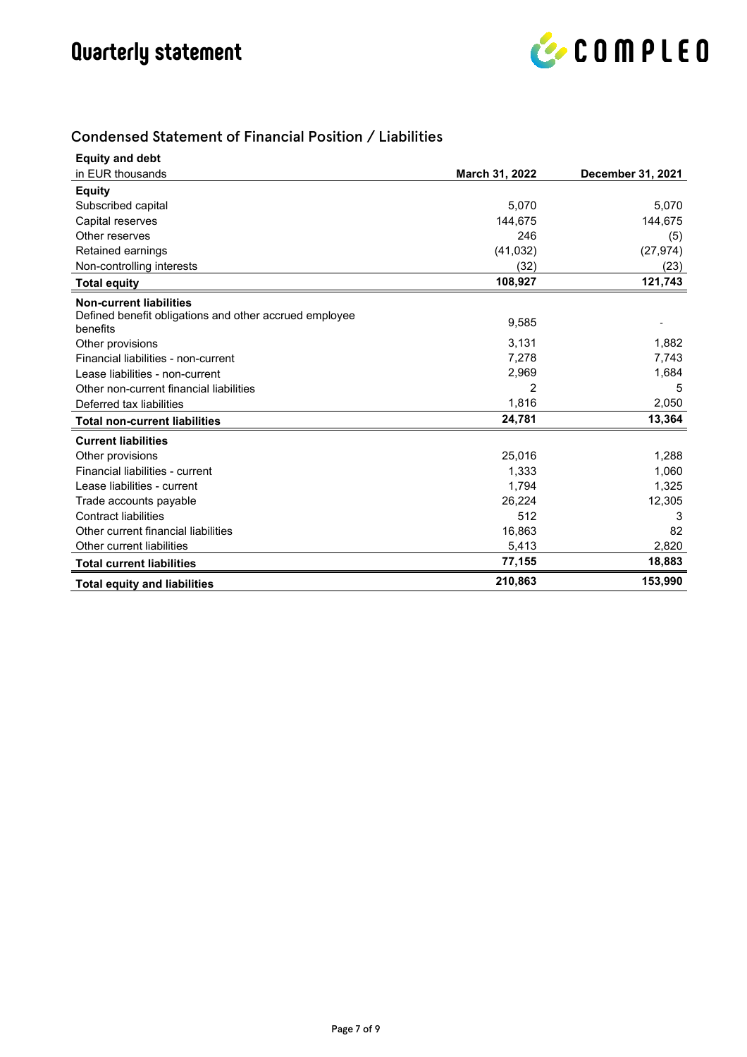# Quarterly statement

## Condensed Statement of Financial Position / Liabilities

| **Equity and debt**<br>in EUR thousands | **March 31, 2022** | **December 31, 2021** |
|---|---|---|
| **Equity** | | |
| Subscribed capital | 5,070 | 5,070 |
| Capital reserves | 144,675 | 144,675 |
| Other reserves | 246 | (5) |
| Retained earnings | (41,032) | (27,974) |
| Non-controlling interests | (32) | (23) |
| **Total equity** | **108,927** | **121,743** |
| **Non-current liabilities** | | |
| Defined benefit obligations and other accrued employee benefits | 9,585 | - |
| Other provisions | 3,131 | 1,882 |
| Financial liabilities - non-current | 7,278 | 7,743 |
| Lease liabilities - non-current | 2,969 | 1,684 |
| Other non-current financial liabilities | 2 | 5 |
| Deferred tax liabilities | 1,816 | 2,050 |
| **Total non-current liabilities** | **24,781** | **13,364** |
| **Current liabilities** | | |
| Other provisions | 25,016 | 1,288 |
| Financial liabilities - current | 1,333 | 1,060 |
| Lease liabilities - current | 1,794 | 1,325 |
| Trade accounts payable | 26,224 | 12,305 |
| Contract liabilities | 512 | 3 |
| Other current financial liabilities | 16,863 | 82 |
| Other current liabilities | 5,413 | 2,820 |
| **Total current liabilities** | **77,155** | **18,883** |
| **Total equity and liabilities** | **210,863** | **153,990** |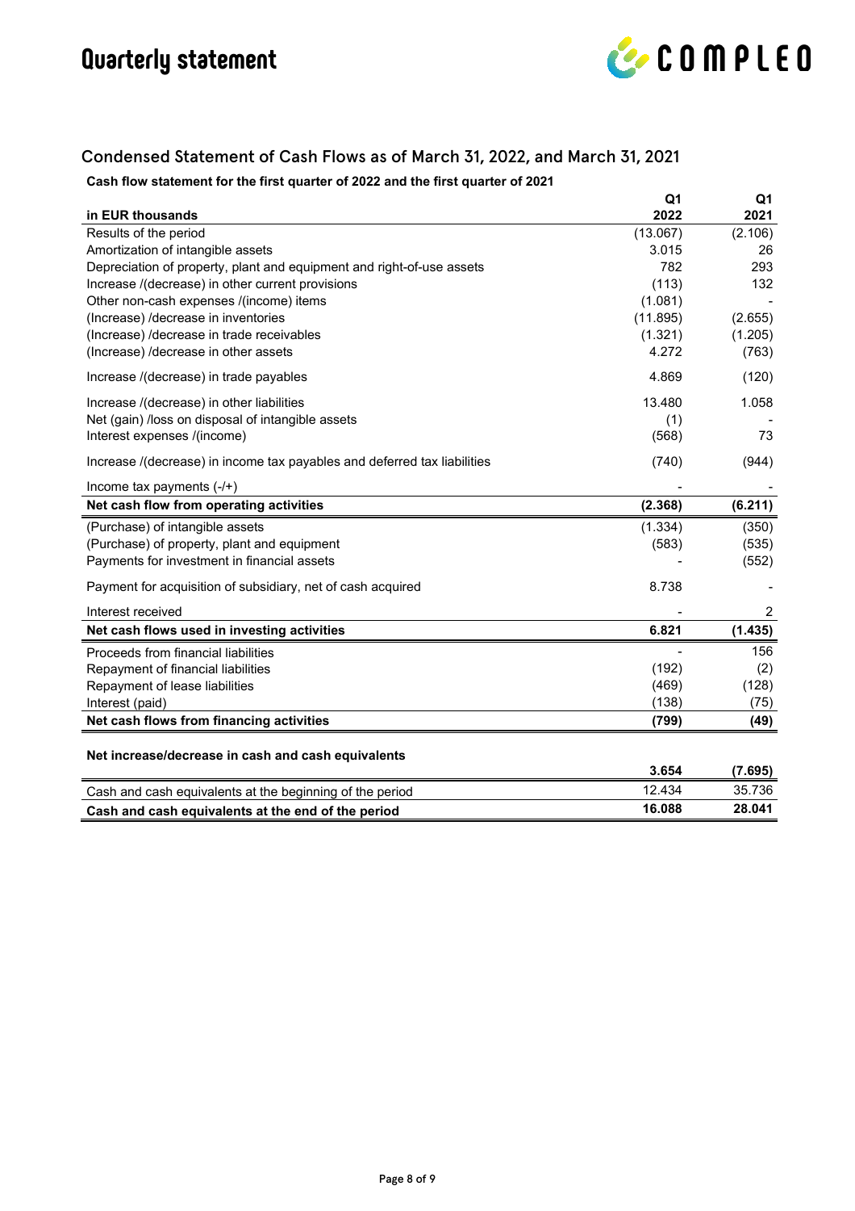## Condensed Statement of Cash Flows as of March 31, 2022, and March 31, 2021

**Cash flow statement for the first quarter of 2022 and the first quarter of 2021**

| in EUR thousands | Q1 2022 | Q1 2021 |
|---|---|---|
| Results of the period | (13.067) | (2.106) |
| Amortization of intangible assets | 3.015 | 26 |
| Depreciation of property, plant and equipment and right-of-use assets | 782 | 293 |
| Increase /(decrease) in other current provisions | (113) | 132 |
| Other non-cash expenses /(income) items | (1.081) | - |
| (Increase) /decrease in inventories | (11.895) | (2.655) |
| (Increase) /decrease in trade receivables | (1.321) | (1.205) |
| (Increase) /decrease in other assets | 4.272 | (763) |
| Increase /(decrease) in trade payables | 4.869 | (120) |
| Increase /(decrease) in other liabilities | 13.480 | 1.058 |
| Net (gain) /loss on disposal of intangible assets | (1) | - |
| Interest expenses /(income) | (568) | 73 |
| Increase /(decrease) in income tax payables and deferred tax liabilities | (740) | (944) |
| Income tax payments (-/+) | - | - |
| **Net cash flow from operating activities** | **(2.368)** | **(6.211)** |
| (Purchase) of intangible assets | (1.334) | (350) |
| (Purchase) of property, plant and equipment | (583) | (535) |
| Payments for investment in financial assets | - | (552) |
| Payment for acquisition of subsidiary, net of cash acquired | 8.738 | - |
| Interest received | - | 2 |
| **Net cash flows used in investing activities** | **6.821** | **(1.435)** |
| Proceeds from financial liabilities | - | 156 |
| Repayment of financial liabilities | (192) | (2) |
| Repayment of lease liabilities | (469) | (128) |
| Interest (paid) | (138) | (75) |
| **Net cash flows from financing activities** | **(799)** | **(49)** |
| **Net increase/decrease in cash and cash equivalents** | **3.654** | **(7.695)** |
| Cash and cash equivalents at the beginning of the period | 12.434 | 35.736 |
| **Cash and cash equivalents at the end of the period** | **16.088** | **28.041** |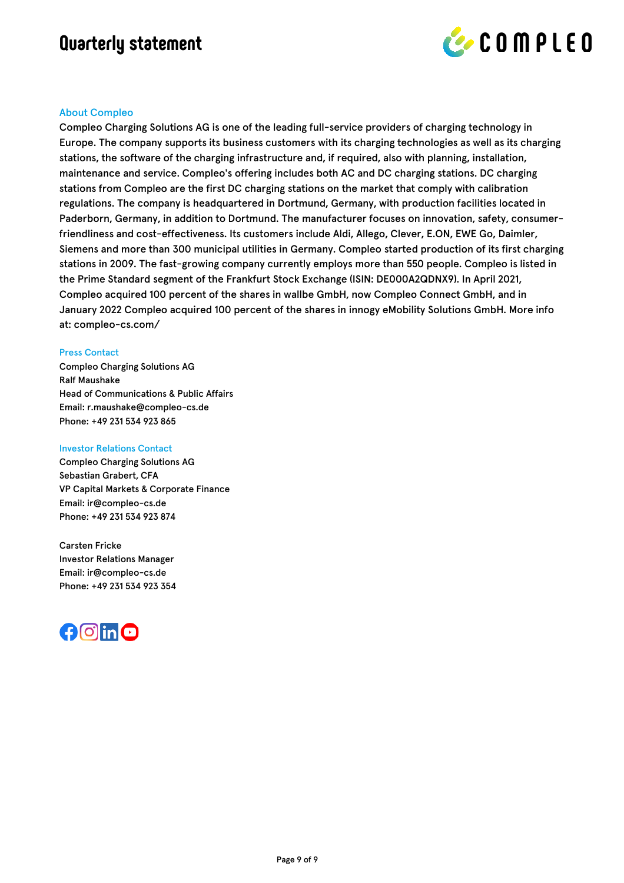### About Compleo

Compleo Charging Solutions AG is one of the leading full-service providers of charging technology in Europe. The company supports its business customers with its charging technologies as well as its charging stations, the software of the charging infrastructure and, if required, also with planning, installation, maintenance and service. Compleo's offering includes both AC and DC charging stations. DC charging stations from Compleo are the first DC charging stations on the market that comply with calibration regulations. The company is headquartered in Dortmund, Germany, with production facilities located in Paderborn, Germany, in addition to Dortmund. The manufacturer focuses on innovation, safety, consumer-friendliness and cost-effectiveness. Its customers include Aldi, Allego, Clever, E.ON, EWE Go, Daimler, Siemens and more than 300 municipal utilities in Germany. Compleo started production of its first charging stations in 2009. The fast-growing company currently employs more than 550 people. Compleo is listed in the Prime Standard segment of the Frankfurt Stock Exchange (ISIN: DE000A2QDNX9). In April 2021, Compleo acquired 100 percent of the shares in wallbe GmbH, now Compleo Connect GmbH, and in January 2022 Compleo acquired 100 percent of the shares in innogy eMobility Solutions GmbH. More info at: compleo-cs.com/

### Press Contact

Compleo Charging Solutions AG
Ralf Maushake
Head of Communications & Public Affairs
Email: r.maushake@compleo-cs.de
Phone: +49 231 534 923 865

### Investor Relations Contact

Compleo Charging Solutions AG
Sebastian Grabert, CFA
VP Capital Markets & Corporate Finance
Email: ir@compleo-cs.de
Phone: +49 231 534 923 874

Carsten Fricke
Investor Relations Manager
Email: ir@compleo-cs.de
Phone: +49 231 534 923 354